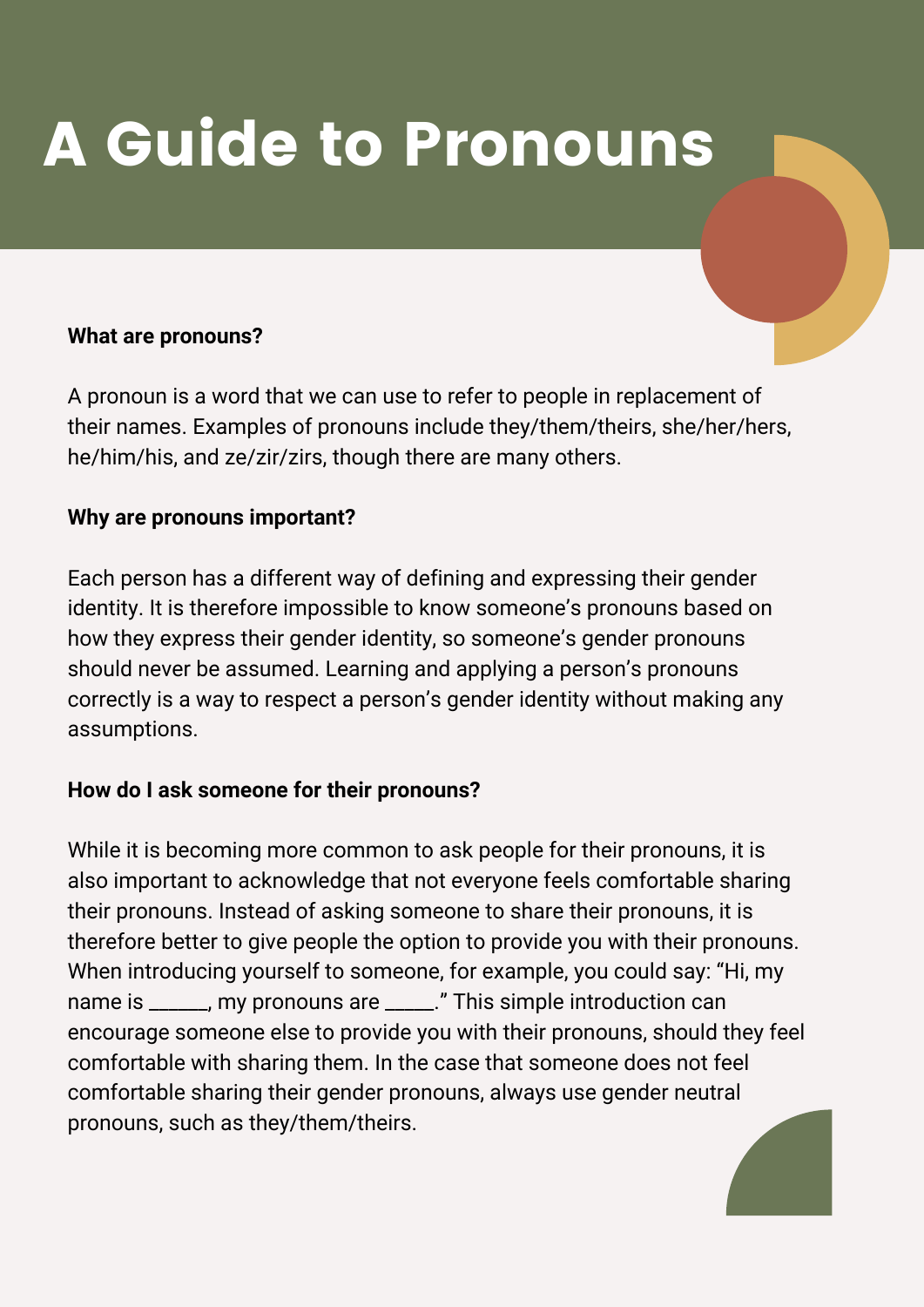# A Guide to Pronouns

**What are pronouns?**

A pronoun is a word that we can use to refer to people in replacement of their names. Examples of pronouns include they/them/theirs, she/her/hers, he/him/his, and ze/zir/zirs, though there are many others.

**Why are pronouns important?**

Each person has a different way of defining and expressing their gender identity. It is therefore impossible to know someone's pronouns based on how they express their gender identity, so someone's gender pronouns should never be assumed. Learning and applying a person's pronouns correctly is a way to respect a person's gender identity without making any assumptions.

**How do I ask someone for their pronouns?**

While it is becoming more common to ask people for their pronouns, it is also important to acknowledge that not everyone feels comfortable sharing their pronouns. Instead of asking someone to share their pronouns, it is therefore better to give people the option to provide you with their pronouns. When introducing yourself to someone, for example, you could say: "Hi, my name is ______, my pronouns are _____." This simple introduction can encourage someone else to provide you with their pronouns, should they feel comfortable with sharing them. In the case that someone does not feel comfortable sharing their gender pronouns, always use gender neutral pronouns, such as they/them/theirs.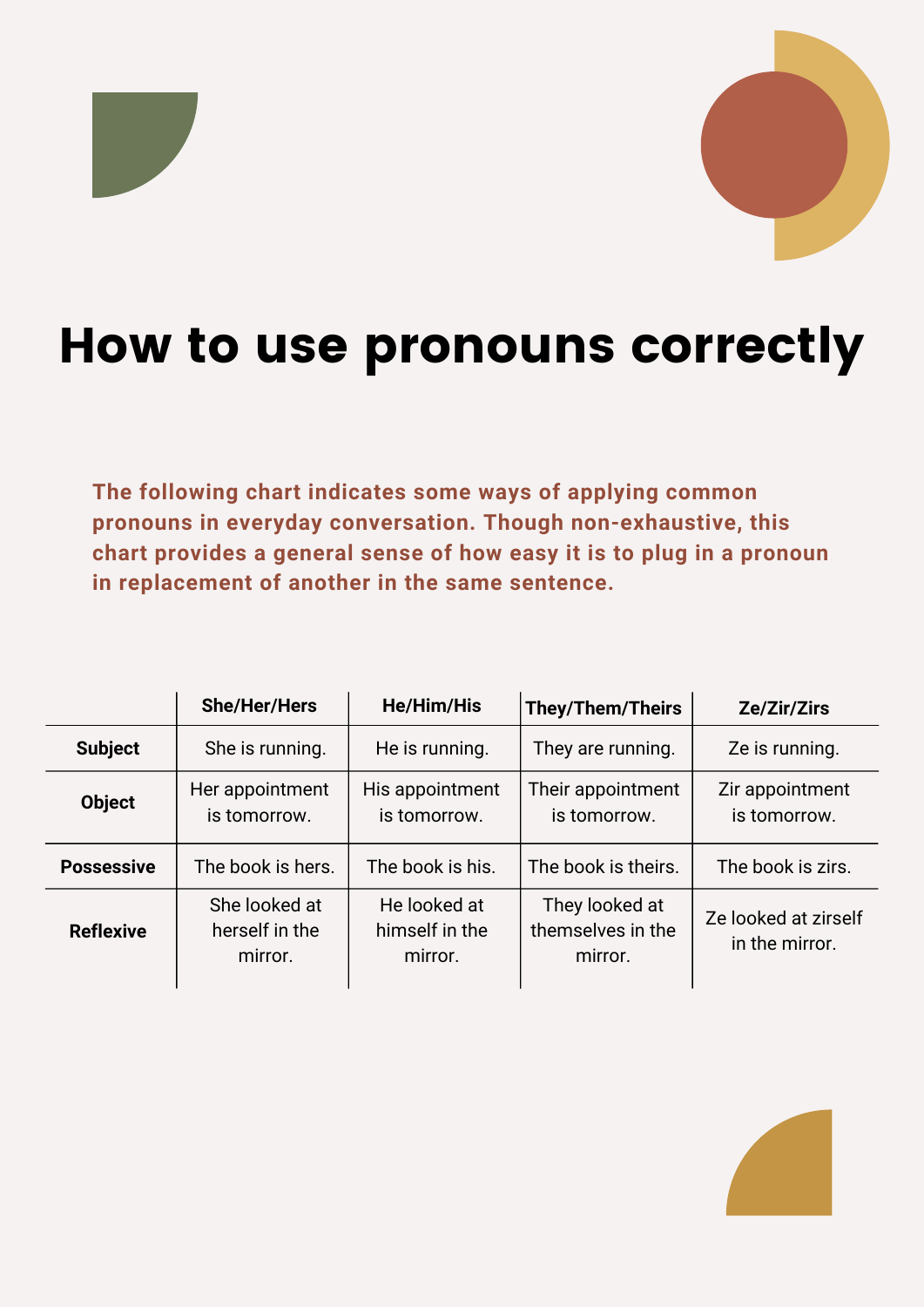# How to use pronouns correctly

**The following chart indicates some ways of applying common pronouns in everyday conversation. Though non-exhaustive, this chart provides a general sense of how easy it is to plug in a pronoun in replacement of another in the same sentence.**

| | She/Her/Hers | He/Him/His | They/Them/Theirs | Ze/Zir/Zirs |
|---|---|---|---|---|
| **Subject** | She is running. | He is running. | They are running. | Ze is running. |
| **Object** | Her appointment is tomorrow. | His appointment is tomorrow. | Their appointment is tomorrow. | Zir appointment is tomorrow. |
| **Possessive** | The book is hers. | The book is his. | The book is theirs. | The book is zirs. |
| **Reflexive** | She looked at herself in the mirror. | He looked at himself in the mirror. | They looked at themselves in the mirror. | Ze looked at zirself in the mirror. |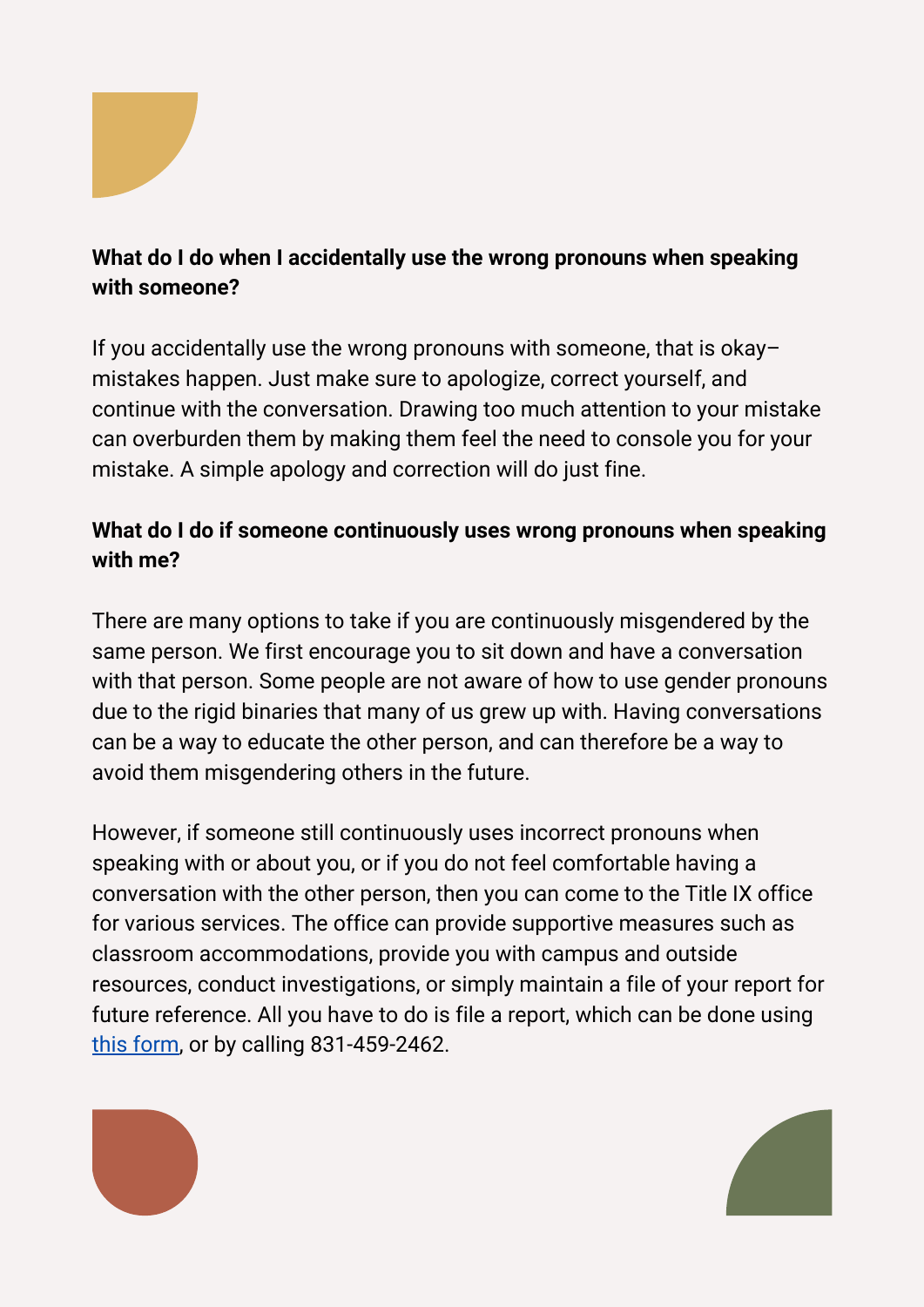**What do I do when I accidentally use the wrong pronouns when speaking with someone?**

If you accidentally use the wrong pronouns with someone, that is okay–mistakes happen. Just make sure to apologize, correct yourself, and continue with the conversation. Drawing too much attention to your mistake can overburden them by making them feel the need to console you for your mistake. A simple apology and correction will do just fine.

**What do I do if someone continuously uses wrong pronouns when speaking with me?**

There are many options to take if you are continuously misgendered by the same person. We first encourage you to sit down and have a conversation with that person. Some people are not aware of how to use gender pronouns due to the rigid binaries that many of us grew up with. Having conversations can be a way to educate the other person, and can therefore be a way to avoid them misgendering others in the future.

However, if someone still continuously uses incorrect pronouns when speaking with or about you, or if you do not feel comfortable having a conversation with the other person, then you can come to the Title IX office for various services. The office can provide supportive measures such as classroom accommodations, provide you with campus and outside resources, conduct investigations, or simply maintain a file of your report for future reference. All you have to do is file a report, which can be done using this form, or by calling 831-459-2462.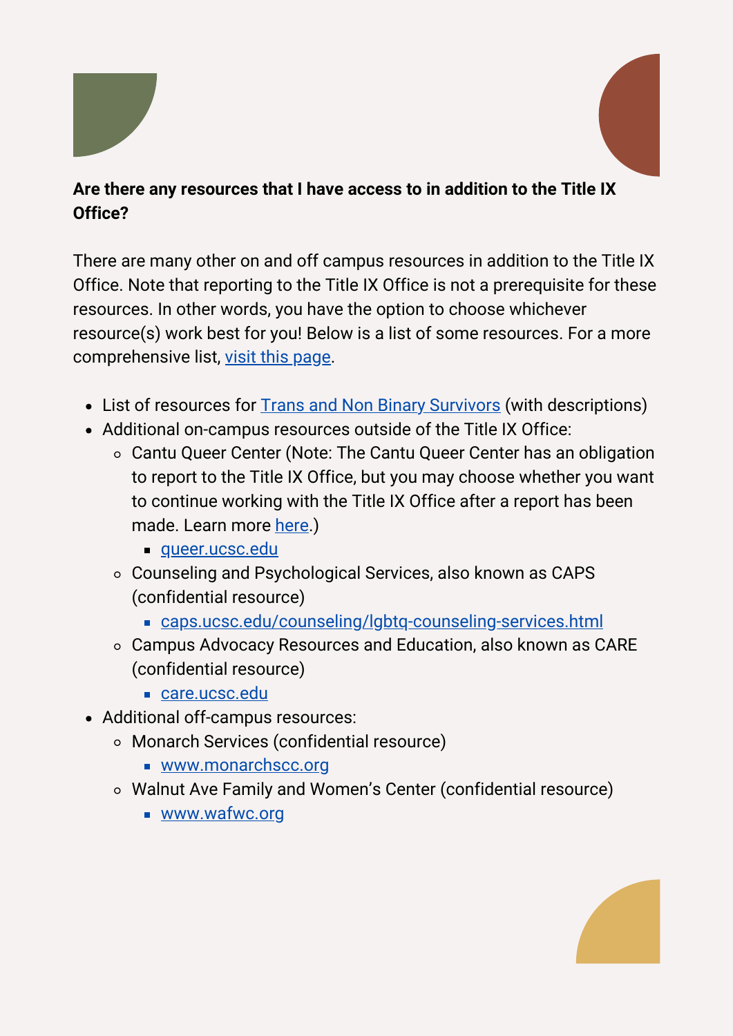**Are there any resources that I have access to in addition to the Title IX Office?**

There are many other on and off campus resources in addition to the Title IX Office. Note that reporting to the Title IX Office is not a prerequisite for these resources. In other words, you have the option to choose whichever resource(s) work best for you! Below is a list of some resources. For a more comprehensive list, visit this page.

- List of resources for Trans and Non Binary Survivors (with descriptions)
- Additional on-campus resources outside of the Title IX Office:
  - Cantu Queer Center (Note: The Cantu Queer Center has an obligation to report to the Title IX Office, but you may choose whether you want to continue working with the Title IX Office after a report has been made. Learn more here.)
    - queer.ucsc.edu
  - Counseling and Psychological Services, also known as CAPS (confidential resource)
    - caps.ucsc.edu/counseling/lgbtq-counseling-services.html
  - Campus Advocacy Resources and Education, also known as CARE (confidential resource)
    - care.ucsc.edu
- Additional off-campus resources:
  - Monarch Services (confidential resource)
    - www.monarchscc.org
  - Walnut Ave Family and Women's Center (confidential resource)
    - www.wafwc.org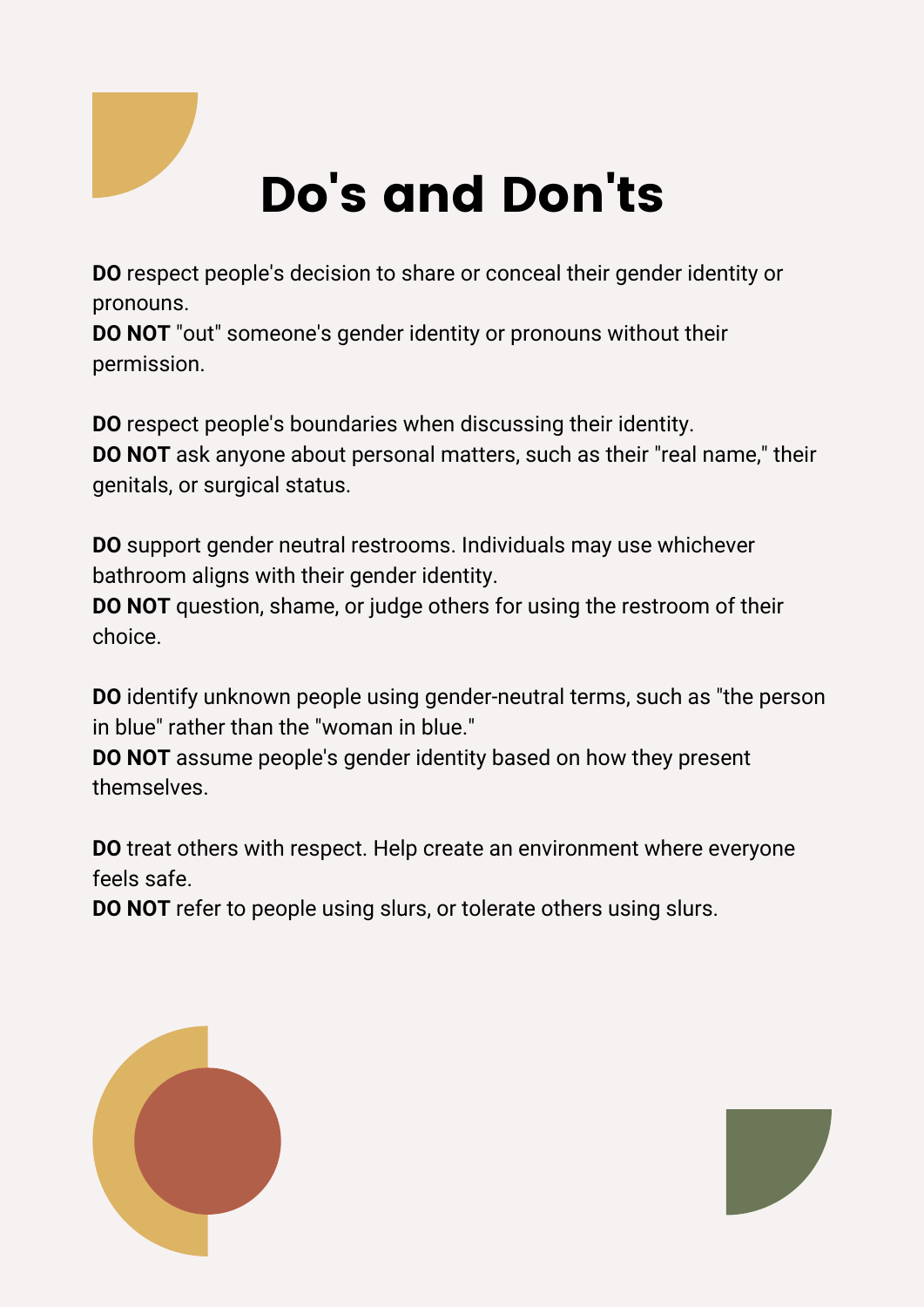# Do's and Don'ts

**DO** respect people's decision to share or conceal their gender identity or pronouns.
**DO NOT** "out" someone's gender identity or pronouns without their permission.

**DO** respect people's boundaries when discussing their identity.
**DO NOT** ask anyone about personal matters, such as their "real name," their genitals, or surgical status.

**DO** support gender neutral restrooms. Individuals may use whichever bathroom aligns with their gender identity.
**DO NOT** question, shame, or judge others for using the restroom of their choice.

**DO** identify unknown people using gender-neutral terms, such as "the person in blue" rather than the "woman in blue."
**DO NOT** assume people's gender identity based on how they present themselves.

**DO** treat others with respect. Help create an environment where everyone feels safe.
**DO NOT** refer to people using slurs, or tolerate others using slurs.